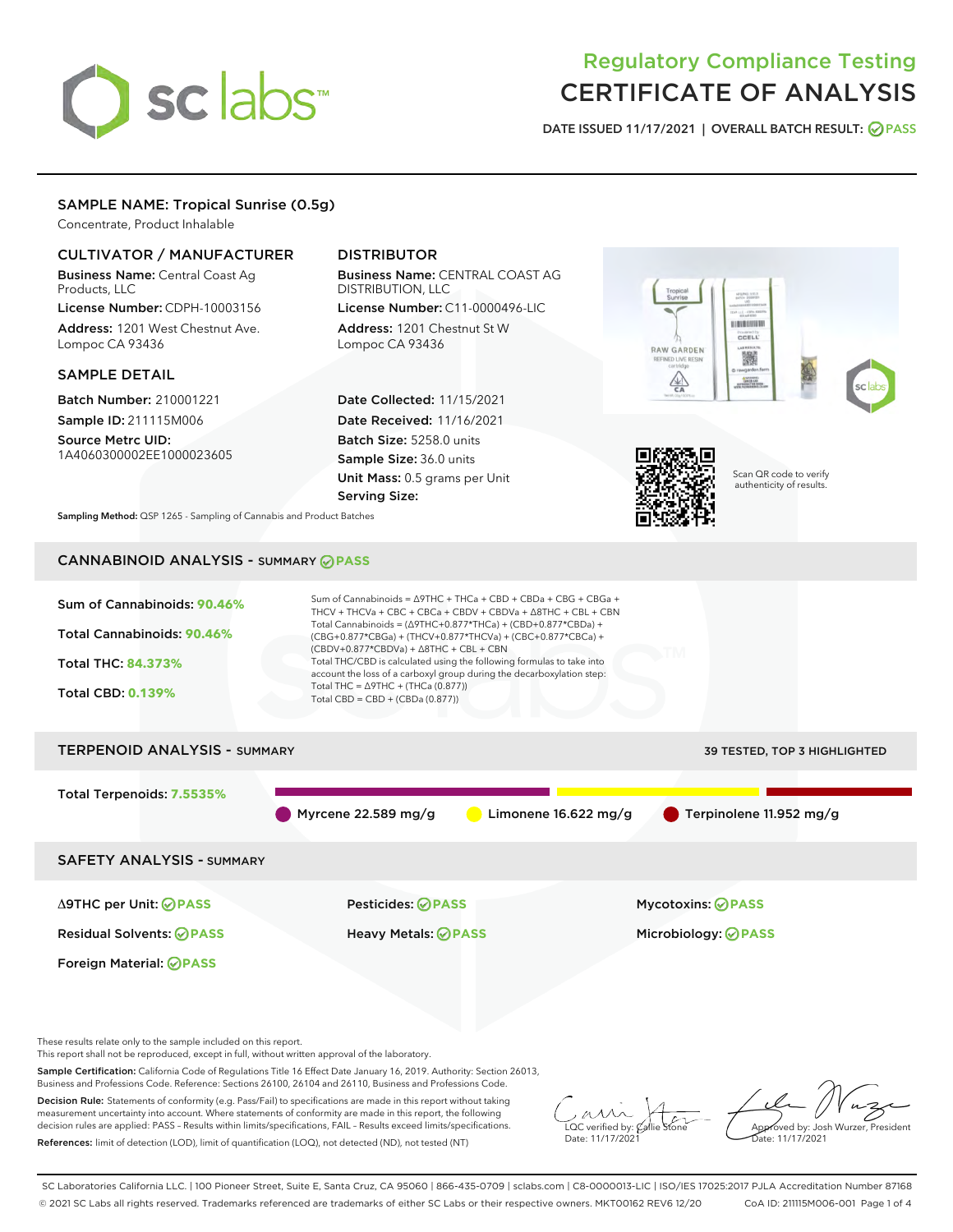# Regulatory Compliance Testing
# CERTIFICATE OF ANALYSIS

DATE ISSUED 11/17/2021 | OVERALL BATCH RESULT: PASS

## SAMPLE NAME: Tropical Sunrise (0.5g)

Concentrate, Product Inhalable

### CULTIVATOR / MANUFACTURER

**Business Name:** Central Coast Ag Products, LLC

**License Number:** CDPH-10003156

**Address:** 1201 West Chestnut Ave. Lompoc CA 93436

### DISTRIBUTOR

**Business Name:** CENTRAL COAST AG DISTRIBUTION, LLC

**License Number:** C11-0000496-LIC

**Address:** 1201 Chestnut St W Lompoc CA 93436

### SAMPLE DETAIL

**Batch Number:** 210001221

**Sample ID:** 211115M006

**Source Metrc UID:** 1A4060300002EE1000023605

**Date Collected:** 11/15/2021

**Date Received:** 11/16/2021

**Batch Size:** 5258.0 units

**Sample Size:** 36.0 units

**Unit Mass:** 0.5 grams per Unit

**Serving Size:**

Scan QR code to verify authenticity of results.

**Sampling Method:** QSP 1265 - Sampling of Cannabis and Product Batches

## CANNABINOID ANALYSIS - SUMMARY PASS

Sum of Cannabinoids: **90.46%**

Total Cannabinoids: **90.46%**

Total THC: **84.373%**

Total CBD: **0.139%**

Sum of Cannabinoids = Δ9THC + THCa + CBD + CBDa + CBG + CBGa + THCV + THCVa + CBC + CBCa + CBDV + CBDVa + Δ8THC + CBL + CBN

Total Cannabinoids = (Δ9THC+0.877*THCa) + (CBD+0.877*CBDa) + (CBG+0.877*CBGa) + (THCV+0.877*THCVa) + (CBC+0.877*CBCa) + (CBDV+0.877*CBDVa) + Δ8THC + CBL + CBN

Total THC/CBD is calculated using the following formulas to take into account the loss of a carboxyl group during the decarboxylation step:

Total THC = Δ9THC + (THCa (0.877))

Total CBD = CBD + (CBDa (0.877))

## TERPENOID ANALYSIS - SUMMARY

39 TESTED, TOP 3 HIGHLIGHTED

Total Terpenoids: **7.5535%**

Myrcene 22.589 mg/g | Limonene 16.622 mg/g | Terpinolene 11.952 mg/g

## SAFETY ANALYSIS - SUMMARY

Δ9THC per Unit: PASS

Pesticides: PASS

Mycotoxins: PASS

Residual Solvents: PASS

Heavy Metals: PASS

Microbiology: PASS

Foreign Material: PASS

These results relate only to the sample included on this report.

This report shall not be reproduced, except in full, without written approval of the laboratory.

**Sample Certification:** California Code of Regulations Title 16 Effect Date January 16, 2019. Authority: Section 26013, Business and Professions Code. Reference: Sections 26100, 26104 and 26110, Business and Professions Code.

**Decision Rule:** Statements of conformity (e.g. Pass/Fail) to specifications are made in this report without taking measurement uncertainty into account. Where statements of conformity are made in this report, the following decision rules are applied: PASS – Results within limits/specifications, FAIL – Results exceed limits/specifications.

**References:** limit of detection (LOD), limit of quantification (LOQ), not detected (ND), not tested (NT)

LQC verified by: Callie Stone
Date: 11/17/2021

Approved by: Josh Wurzer, President
Date: 11/17/2021

SC Laboratories California LLC. | 100 Pioneer Street, Suite E, Santa Cruz, CA 95060 | 866-435-0709 | sclabs.com | C8-0000013-LIC | ISO/IES 17025:2017 PJLA Accreditation Number 87168

© 2021 SC Labs all rights reserved. Trademarks referenced are trademarks of either SC Labs or their respective owners. MKT00162 REV6 12/20 CoA ID: 211115M006-001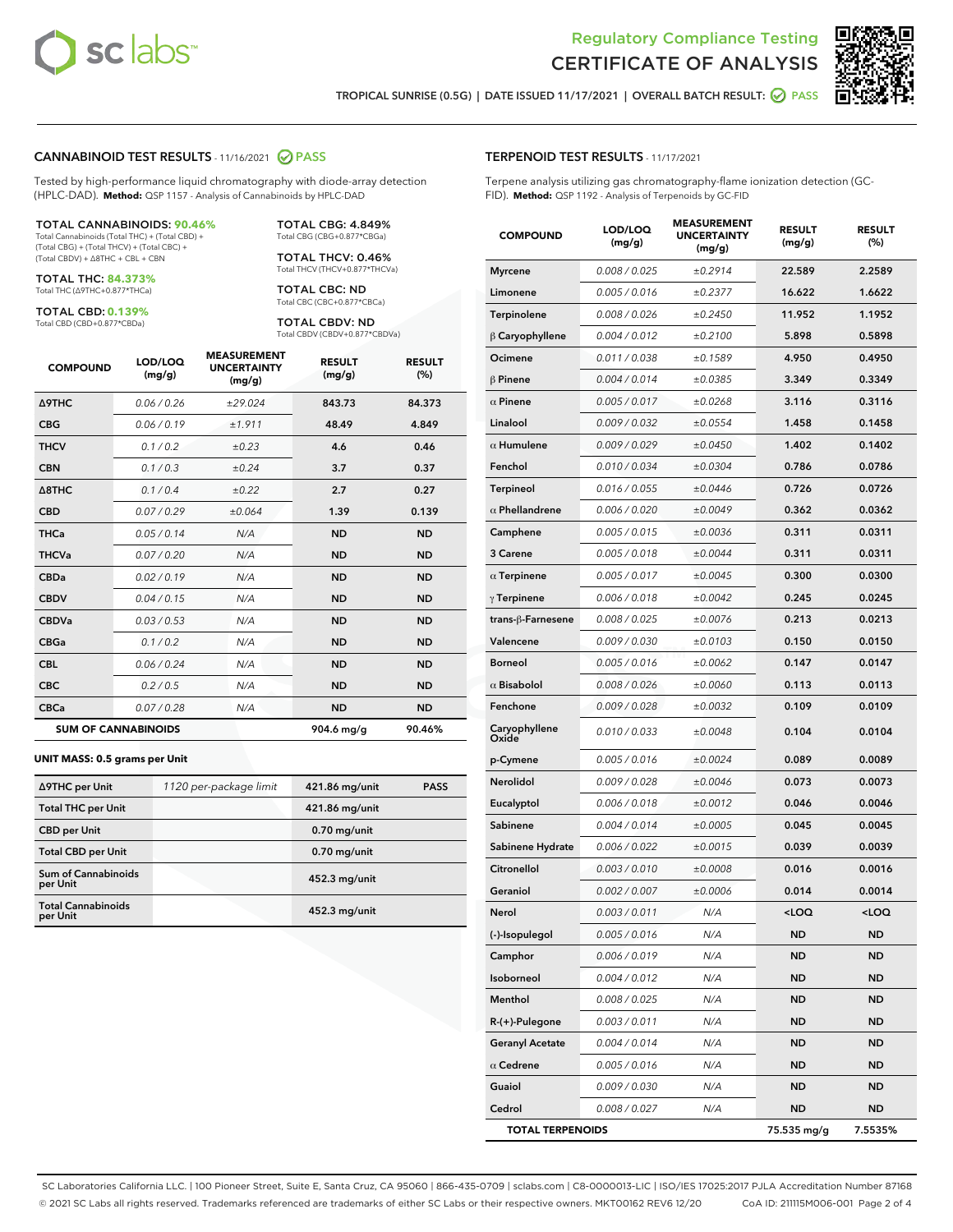Regulatory Compliance Testing
# CERTIFICATE OF ANALYSIS

TROPICAL SUNRISE (0.5G) | DATE ISSUED 11/17/2021 | OVERALL BATCH RESULT: PASS

## CANNABINOID TEST RESULTS - 11/16/2021 PASS

Tested by high-performance liquid chromatography with diode-array detection (HPLC-DAD). **Method:** QSP 1157 - Analysis of Cannabinoids by HPLC-DAD

**TOTAL CANNABINOIDS: 90.46%**
Total Cannabinoids (Total THC) + (Total CBD) + (Total CBG) + (Total THCV) + (Total CBC) + (Total CBDV) + Δ8THC + CBL + CBN

**TOTAL THC: 84.373%**
Total THC (Δ9THC+0.877*THCa)

**TOTAL CBD: 0.139%**
Total CBD (CBD+0.877*CBDa)

**TOTAL CBG: 4.849%**
Total CBG (CBG+0.877*CBGa)

**TOTAL THCV: 0.46%**
Total THCV (THCV+0.877*THCVa)

**TOTAL CBC: ND**
Total CBC (CBC+0.877*CBCa)

**TOTAL CBDV: ND**
Total CBDV (CBDV+0.877*CBDVa)

| COMPOUND | LOD/LOQ (mg/g) | MEASUREMENT UNCERTAINTY (mg/g) | RESULT (mg/g) | RESULT (%) |
|---|---|---|---|---|
| Δ9THC | 0.06 / 0.26 | ±29.024 | 843.73 | 84.373 |
| CBG | 0.06 / 0.19 | ±1.911 | 48.49 | 4.849 |
| THCV | 0.1 / 0.2 | ±0.23 | 4.6 | 0.46 |
| CBN | 0.1 / 0.3 | ±0.24 | 3.7 | 0.37 |
| Δ8THC | 0.1 / 0.4 | ±0.22 | 2.7 | 0.27 |
| CBD | 0.07 / 0.29 | ±0.064 | 1.39 | 0.139 |
| THCa | 0.05 / 0.14 | N/A | ND | ND |
| THCVa | 0.07 / 0.20 | N/A | ND | ND |
| CBDa | 0.02 / 0.19 | N/A | ND | ND |
| CBDV | 0.04 / 0.15 | N/A | ND | ND |
| CBDVa | 0.03 / 0.53 | N/A | ND | ND |
| CBGa | 0.1 / 0.2 | N/A | ND | ND |
| CBL | 0.06 / 0.24 | N/A | ND | ND |
| CBC | 0.2 / 0.5 | N/A | ND | ND |
| CBCa | 0.07 / 0.28 | N/A | ND | ND |
| **SUM OF CANNABINOIDS** | | | 904.6 mg/g | 90.46% |

**UNIT MASS: 0.5 grams per Unit**

| | | | |
|---|---|---|---|
| Δ9THC per Unit | 1120 per-package limit | 421.86 mg/unit | PASS |
| Total THC per Unit | | 421.86 mg/unit | |
| CBD per Unit | | 0.70 mg/unit | |
| Total CBD per Unit | | 0.70 mg/unit | |
| Sum of Cannabinoids per Unit | | 452.3 mg/unit | |
| Total Cannabinoids per Unit | | 452.3 mg/unit | |

## TERPENOID TEST RESULTS - 11/17/2021

Terpene analysis utilizing gas chromatography-flame ionization detection (GC-FID). **Method:** QSP 1192 - Analysis of Terpenoids by GC-FID

| COMPOUND | LOD/LOQ (mg/g) | MEASUREMENT UNCERTAINTY (mg/g) | RESULT (mg/g) | RESULT (%) |
|---|---|---|---|---|
| Myrcene | 0.008 / 0.025 | ±0.2914 | 22.589 | 2.2589 |
| Limonene | 0.005 / 0.016 | ±0.2377 | 16.622 | 1.6622 |
| Terpinolene | 0.008 / 0.026 | ±0.2450 | 11.952 | 1.1952 |
| β Caryophyllene | 0.004 / 0.012 | ±0.2100 | 5.898 | 0.5898 |
| Ocimene | 0.011 / 0.038 | ±0.1589 | 4.950 | 0.4950 |
| β Pinene | 0.004 / 0.014 | ±0.0385 | 3.349 | 0.3349 |
| α Pinene | 0.005 / 0.017 | ±0.0268 | 3.116 | 0.3116 |
| Linalool | 0.009 / 0.032 | ±0.0554 | 1.458 | 0.1458 |
| α Humulene | 0.009 / 0.029 | ±0.0450 | 1.402 | 0.1402 |
| Fenchol | 0.010 / 0.034 | ±0.0304 | 0.786 | 0.0786 |
| Terpineol | 0.016 / 0.055 | ±0.0446 | 0.726 | 0.0726 |
| α Phellandrene | 0.006 / 0.020 | ±0.0049 | 0.362 | 0.0362 |
| Camphene | 0.005 / 0.015 | ±0.0036 | 0.311 | 0.0311 |
| 3 Carene | 0.005 / 0.018 | ±0.0044 | 0.311 | 0.0311 |
| α Terpinene | 0.005 / 0.017 | ±0.0045 | 0.300 | 0.0300 |
| γ Terpinene | 0.006 / 0.018 | ±0.0042 | 0.245 | 0.0245 |
| trans-β-Farnesene | 0.008 / 0.025 | ±0.0076 | 0.213 | 0.0213 |
| Valencene | 0.009 / 0.030 | ±0.0103 | 0.150 | 0.0150 |
| Borneol | 0.005 / 0.016 | ±0.0062 | 0.147 | 0.0147 |
| α Bisabolol | 0.008 / 0.026 | ±0.0060 | 0.113 | 0.0113 |
| Fenchone | 0.009 / 0.028 | ±0.0032 | 0.109 | 0.0109 |
| Caryophyllene Oxide | 0.010 / 0.033 | ±0.0048 | 0.104 | 0.0104 |
| p-Cymene | 0.005 / 0.016 | ±0.0024 | 0.089 | 0.0089 |
| Nerolidol | 0.009 / 0.028 | ±0.0046 | 0.073 | 0.0073 |
| Eucalyptol | 0.006 / 0.018 | ±0.0012 | 0.046 | 0.0046 |
| Sabinene | 0.004 / 0.014 | ±0.0005 | 0.045 | 0.0045 |
| Sabinene Hydrate | 0.006 / 0.022 | ±0.0015 | 0.039 | 0.0039 |
| Citronellol | 0.003 / 0.010 | ±0.0008 | 0.016 | 0.0016 |
| Geraniol | 0.002 / 0.007 | ±0.0006 | 0.014 | 0.0014 |
| Nerol | 0.003 / 0.011 | N/A | <LOQ | <LOQ |
| (-)-Isopulegol | 0.005 / 0.016 | N/A | ND | ND |
| Camphor | 0.006 / 0.019 | N/A | ND | ND |
| Isoborneol | 0.004 / 0.012 | N/A | ND | ND |
| Menthol | 0.008 / 0.025 | N/A | ND | ND |
| R-(+)-Pulegone | 0.003 / 0.011 | N/A | ND | ND |
| Geranyl Acetate | 0.004 / 0.014 | N/A | ND | ND |
| α Cedrene | 0.005 / 0.016 | N/A | ND | ND |
| Guaiol | 0.009 / 0.030 | N/A | ND | ND |
| Cedrol | 0.008 / 0.027 | N/A | ND | ND |
| **TOTAL TERPENOIDS** | | | 75.535 mg/g | 7.5535% |

SC Laboratories California LLC. | 100 Pioneer Street, Suite E, Santa Cruz, CA 95060 | 866-435-0709 | sclabs.com | C8-0000013-LIC | ISO/IES 17025:2017 PJLA Accreditation Number 87168
© 2021 SC Labs all rights reserved. Trademarks referenced are trademarks of either SC Labs or their respective owners. MKT00162 REV6 12/20 CoA ID: 211115M006-001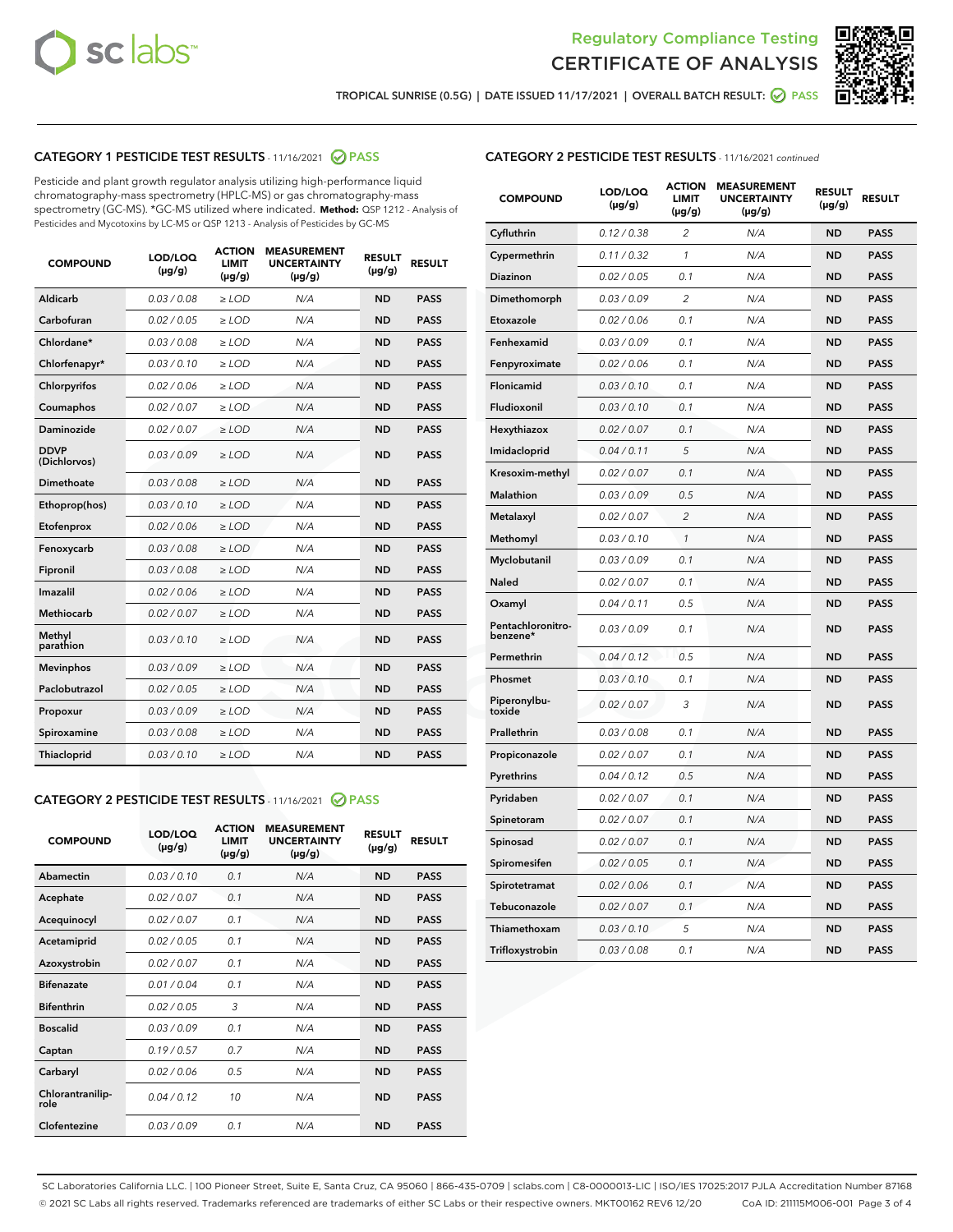## Regulatory Compliance Testing
## CERTIFICATE OF ANALYSIS

TROPICAL SUNRISE (0.5G) | DATE ISSUED 11/17/2021 | OVERALL BATCH RESULT: PASS

### CATEGORY 1 PESTICIDE TEST RESULTS - 11/16/2021 PASS

Pesticide and plant growth regulator analysis utilizing high-performance liquid chromatography-mass spectrometry (HPLC-MS) or gas chromatography-mass spectrometry (GC-MS). *GC-MS utilized where indicated. **Method:** QSP 1212 - Analysis of Pesticides and Mycotoxins by LC-MS or QSP 1213 - Analysis of Pesticides by GC-MS

| COMPOUND | LOD/LOQ (µg/g) | ACTION LIMIT (µg/g) | MEASUREMENT UNCERTAINTY (µg/g) | RESULT (µg/g) | RESULT |
|---|---|---|---|---|---|
| Aldicarb | 0.03 / 0.08 | ≥ LOD | N/A | ND | PASS |
| Carbofuran | 0.02 / 0.05 | ≥ LOD | N/A | ND | PASS |
| Chlordane* | 0.03 / 0.08 | ≥ LOD | N/A | ND | PASS |
| Chlorfenapyr* | 0.03 / 0.10 | ≥ LOD | N/A | ND | PASS |
| Chlorpyrifos | 0.02 / 0.06 | ≥ LOD | N/A | ND | PASS |
| Coumaphos | 0.02 / 0.07 | ≥ LOD | N/A | ND | PASS |
| Daminozide | 0.02 / 0.07 | ≥ LOD | N/A | ND | PASS |
| DDVP (Dichlorvos) | 0.03 / 0.09 | ≥ LOD | N/A | ND | PASS |
| Dimethoate | 0.03 / 0.08 | ≥ LOD | N/A | ND | PASS |
| Ethoprop(hos) | 0.03 / 0.10 | ≥ LOD | N/A | ND | PASS |
| Etofenprox | 0.02 / 0.06 | ≥ LOD | N/A | ND | PASS |
| Fenoxycarb | 0.03 / 0.08 | ≥ LOD | N/A | ND | PASS |
| Fipronil | 0.03 / 0.08 | ≥ LOD | N/A | ND | PASS |
| Imazalil | 0.02 / 0.06 | ≥ LOD | N/A | ND | PASS |
| Methiocarb | 0.02 / 0.07 | ≥ LOD | N/A | ND | PASS |
| Methyl parathion | 0.03 / 0.10 | ≥ LOD | N/A | ND | PASS |
| Mevinphos | 0.03 / 0.09 | ≥ LOD | N/A | ND | PASS |
| Paclobutrazol | 0.02 / 0.05 | ≥ LOD | N/A | ND | PASS |
| Propoxur | 0.03 / 0.09 | ≥ LOD | N/A | ND | PASS |
| Spiroxamine | 0.03 / 0.08 | ≥ LOD | N/A | ND | PASS |
| Thiacloprid | 0.03 / 0.10 | ≥ LOD | N/A | ND | PASS |

### CATEGORY 2 PESTICIDE TEST RESULTS - 11/16/2021 PASS

| COMPOUND | LOD/LOQ (µg/g) | ACTION LIMIT (µg/g) | MEASUREMENT UNCERTAINTY (µg/g) | RESULT (µg/g) | RESULT |
|---|---|---|---|---|---|
| Abamectin | 0.03 / 0.10 | 0.1 | N/A | ND | PASS |
| Acephate | 0.02 / 0.07 | 0.1 | N/A | ND | PASS |
| Acequinocyl | 0.02 / 0.07 | 0.1 | N/A | ND | PASS |
| Acetamiprid | 0.02 / 0.05 | 0.1 | N/A | ND | PASS |
| Azoxystrobin | 0.02 / 0.07 | 0.1 | N/A | ND | PASS |
| Bifenazate | 0.01 / 0.04 | 0.1 | N/A | ND | PASS |
| Bifenthrin | 0.02 / 0.05 | 3 | N/A | ND | PASS |
| Boscalid | 0.03 / 0.09 | 0.1 | N/A | ND | PASS |
| Captan | 0.19 / 0.57 | 0.7 | N/A | ND | PASS |
| Carbaryl | 0.02 / 0.06 | 0.5 | N/A | ND | PASS |
| Chlorantraniliprole | 0.04 / 0.12 | 10 | N/A | ND | PASS |
| Clofentezine | 0.03 / 0.09 | 0.1 | N/A | ND | PASS |
| Cyfluthrin | 0.12 / 0.38 | 2 | N/A | ND | PASS |
| Cypermethrin | 0.11 / 0.32 | 1 | N/A | ND | PASS |
| Diazinon | 0.02 / 0.05 | 0.1 | N/A | ND | PASS |
| Dimethomorph | 0.03 / 0.09 | 2 | N/A | ND | PASS |
| Etoxazole | 0.02 / 0.06 | 0.1 | N/A | ND | PASS |
| Fenhexamid | 0.03 / 0.09 | 0.1 | N/A | ND | PASS |
| Fenpyroximate | 0.02 / 0.06 | 0.1 | N/A | ND | PASS |
| Flonicamid | 0.03 / 0.10 | 0.1 | N/A | ND | PASS |
| Fludioxonil | 0.03 / 0.10 | 0.1 | N/A | ND | PASS |
| Hexythiazox | 0.02 / 0.07 | 0.1 | N/A | ND | PASS |
| Imidacloprid | 0.04 / 0.11 | 5 | N/A | ND | PASS |
| Kresoxim-methyl | 0.02 / 0.07 | 0.1 | N/A | ND | PASS |
| Malathion | 0.03 / 0.09 | 0.5 | N/A | ND | PASS |
| Metalaxyl | 0.02 / 0.07 | 2 | N/A | ND | PASS |
| Methomyl | 0.03 / 0.10 | 1 | N/A | ND | PASS |
| Myclobutanil | 0.03 / 0.09 | 0.1 | N/A | ND | PASS |
| Naled | 0.02 / 0.07 | 0.1 | N/A | ND | PASS |
| Oxamyl | 0.04 / 0.11 | 0.5 | N/A | ND | PASS |
| Pentachloronitrobenzene* | 0.03 / 0.09 | 0.1 | N/A | ND | PASS |
| Permethrin | 0.04 / 0.12 | 0.5 | N/A | ND | PASS |
| Phosmet | 0.03 / 0.10 | 0.1 | N/A | ND | PASS |
| Piperonylbutoxide | 0.02 / 0.07 | 3 | N/A | ND | PASS |
| Prallethrin | 0.03 / 0.08 | 0.1 | N/A | ND | PASS |
| Propiconazole | 0.02 / 0.07 | 0.1 | N/A | ND | PASS |
| Pyrethrins | 0.04 / 0.12 | 0.5 | N/A | ND | PASS |
| Pyridaben | 0.02 / 0.07 | 0.1 | N/A | ND | PASS |
| Spinetoram | 0.02 / 0.07 | 0.1 | N/A | ND | PASS |
| Spinosad | 0.02 / 0.07 | 0.1 | N/A | ND | PASS |
| Spiromesifen | 0.02 / 0.05 | 0.1 | N/A | ND | PASS |
| Spirotetramat | 0.02 / 0.06 | 0.1 | N/A | ND | PASS |
| Tebuconazole | 0.02 / 0.07 | 0.1 | N/A | ND | PASS |
| Thiamethoxam | 0.03 / 0.10 | 5 | N/A | ND | PASS |
| Trifloxystrobin | 0.03 / 0.08 | 0.1 | N/A | ND | PASS |

SC Laboratories California LLC. | 100 Pioneer Street, Suite E, Santa Cruz, CA 95060 | 866-435-0709 | sclabs.com | C8-0000013-LIC | ISO/IES 17025:2017 PJLA Accreditation Number 87168
© 2021 SC Labs all rights reserved. Trademarks referenced are trademarks of either SC Labs or their respective owners. MKT00162 REV6 12/20 CoA ID: 211115M006-001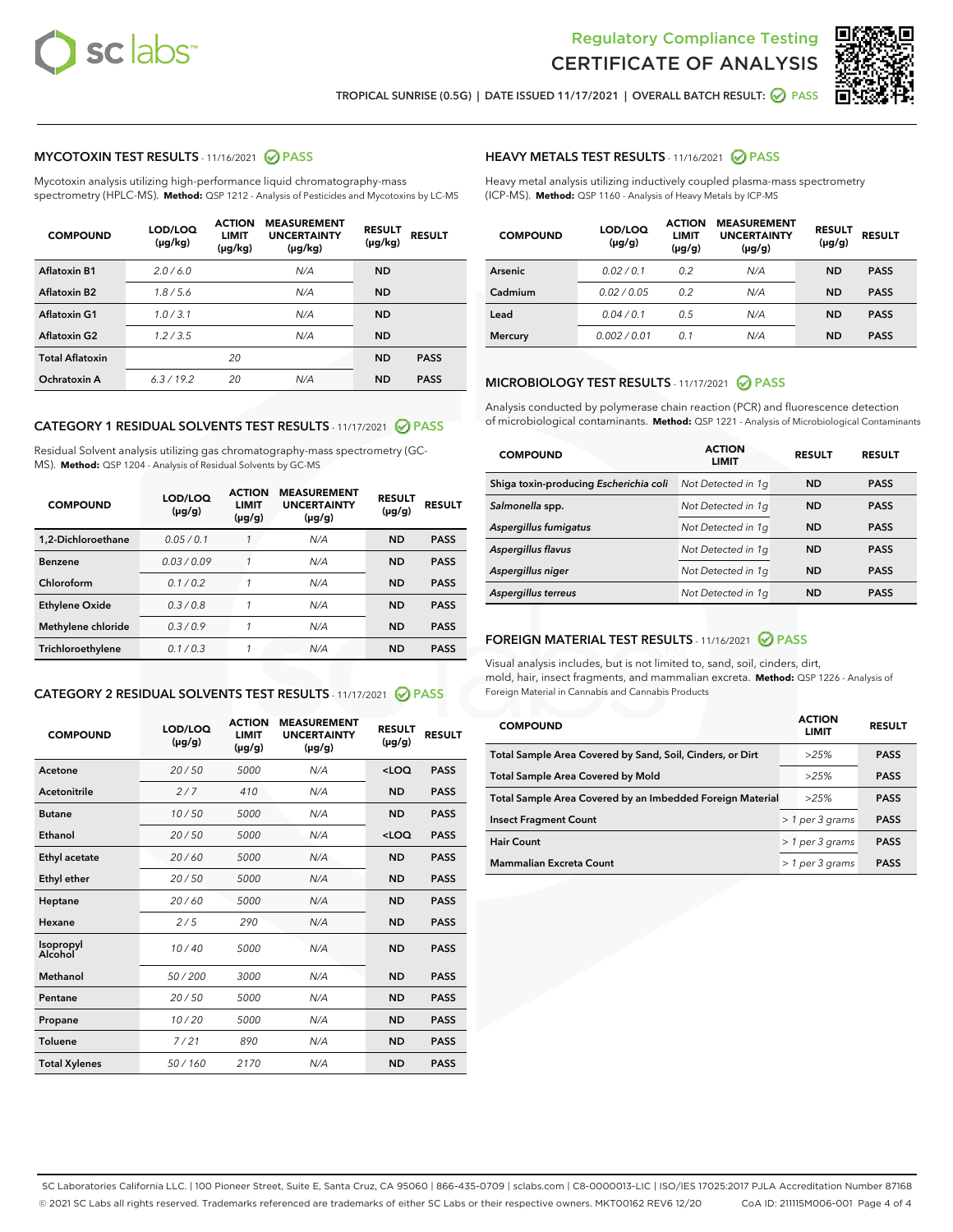Regulatory Compliance Testing
# CERTIFICATE OF ANALYSIS

TROPICAL SUNRISE (0.5G) | DATE ISSUED 11/17/2021 | OVERALL BATCH RESULT: PASS

## MYCOTOXIN TEST RESULTS - 11/16/2021 PASS

Mycotoxin analysis utilizing high-performance liquid chromatography-mass spectrometry (HPLC-MS). **Method:** QSP 1212 - Analysis of Pesticides and Mycotoxins by LC-MS

| COMPOUND | LOD/LOQ (µg/kg) | ACTION LIMIT (µg/kg) | MEASUREMENT UNCERTAINTY (µg/kg) | RESULT (µg/kg) | RESULT |
|---|---|---|---|---|---|
| Aflatoxin B1 | 2.0 / 6.0 | | N/A | ND | |
| Aflatoxin B2 | 1.8 / 5.6 | | N/A | ND | |
| Aflatoxin G1 | 1.0 / 3.1 | | N/A | ND | |
| Aflatoxin G2 | 1.2 / 3.5 | | N/A | ND | |
| Total Aflatoxin | | 20 | | ND | PASS |
| Ochratoxin A | 6.3 / 19.2 | 20 | N/A | ND | PASS |

## CATEGORY 1 RESIDUAL SOLVENTS TEST RESULTS - 11/17/2021 PASS

Residual Solvent analysis utilizing gas chromatography-mass spectrometry (GC-MS). **Method:** QSP 1204 - Analysis of Residual Solvents by GC-MS

| COMPOUND | LOD/LOQ (µg/g) | ACTION LIMIT (µg/g) | MEASUREMENT UNCERTAINTY (µg/g) | RESULT (µg/g) | RESULT |
|---|---|---|---|---|---|
| 1,2-Dichloroethane | 0.05 / 0.1 | 1 | N/A | ND | PASS |
| Benzene | 0.03 / 0.09 | 1 | N/A | ND | PASS |
| Chloroform | 0.1 / 0.2 | 1 | N/A | ND | PASS |
| Ethylene Oxide | 0.3 / 0.8 | 1 | N/A | ND | PASS |
| Methylene chloride | 0.3 / 0.9 | 1 | N/A | ND | PASS |
| Trichloroethylene | 0.1 / 0.3 | 1 | N/A | ND | PASS |

## CATEGORY 2 RESIDUAL SOLVENTS TEST RESULTS - 11/17/2021 PASS

| COMPOUND | LOD/LOQ (µg/g) | ACTION LIMIT (µg/g) | MEASUREMENT UNCERTAINTY (µg/g) | RESULT (µg/g) | RESULT |
|---|---|---|---|---|---|
| Acetone | 20 / 50 | 5000 | N/A | <LOQ | PASS |
| Acetonitrile | 2 / 7 | 410 | N/A | ND | PASS |
| Butane | 10 / 50 | 5000 | N/A | ND | PASS |
| Ethanol | 20 / 50 | 5000 | N/A | <LOQ | PASS |
| Ethyl acetate | 20 / 60 | 5000 | N/A | ND | PASS |
| Ethyl ether | 20 / 50 | 5000 | N/A | ND | PASS |
| Heptane | 20 / 60 | 5000 | N/A | ND | PASS |
| Hexane | 2 / 5 | 290 | N/A | ND | PASS |
| Isopropyl Alcohol | 10 / 40 | 5000 | N/A | ND | PASS |
| Methanol | 50 / 200 | 3000 | N/A | ND | PASS |
| Pentane | 20 / 50 | 5000 | N/A | ND | PASS |
| Propane | 10 / 20 | 5000 | N/A | ND | PASS |
| Toluene | 7 / 21 | 890 | N/A | ND | PASS |
| Total Xylenes | 50 / 160 | 2170 | N/A | ND | PASS |

## HEAVY METALS TEST RESULTS - 11/16/2021 PASS

Heavy metal analysis utilizing inductively coupled plasma-mass spectrometry (ICP-MS). **Method:** QSP 1160 - Analysis of Heavy Metals by ICP-MS

| COMPOUND | LOD/LOQ (µg/g) | ACTION LIMIT (µg/g) | MEASUREMENT UNCERTAINTY (µg/g) | RESULT (µg/g) | RESULT |
|---|---|---|---|---|---|
| Arsenic | 0.02 / 0.1 | 0.2 | N/A | ND | PASS |
| Cadmium | 0.02 / 0.05 | 0.2 | N/A | ND | PASS |
| Lead | 0.04 / 0.1 | 0.5 | N/A | ND | PASS |
| Mercury | 0.002 / 0.01 | 0.1 | N/A | ND | PASS |

## MICROBIOLOGY TEST RESULTS - 11/17/2021 PASS

Analysis conducted by polymerase chain reaction (PCR) and fluorescence detection of microbiological contaminants. **Method:** QSP 1221 - Analysis of Microbiological Contaminants

| COMPOUND | ACTION LIMIT | RESULT | RESULT |
|---|---|---|---|
| Shiga toxin-producing *Escherichia coli* | Not Detected in 1g | ND | PASS |
| *Salmonella* spp. | Not Detected in 1g | ND | PASS |
| *Aspergillus fumigatus* | Not Detected in 1g | ND | PASS |
| *Aspergillus flavus* | Not Detected in 1g | ND | PASS |
| *Aspergillus niger* | Not Detected in 1g | ND | PASS |
| *Aspergillus terreus* | Not Detected in 1g | ND | PASS |

## FOREIGN MATERIAL TEST RESULTS - 11/16/2021 PASS

Visual analysis includes, but is not limited to, sand, soil, cinders, dirt, mold, hair, insect fragments, and mammalian excreta. **Method:** QSP 1226 - Analysis of Foreign Material in Cannabis and Cannabis Products

| COMPOUND | ACTION LIMIT | RESULT |
|---|---|---|
| Total Sample Area Covered by Sand, Soil, Cinders, or Dirt | >25% | PASS |
| Total Sample Area Covered by Mold | >25% | PASS |
| Total Sample Area Covered by an Imbedded Foreign Material | >25% | PASS |
| Insect Fragment Count | > 1 per 3 grams | PASS |
| Hair Count | > 1 per 3 grams | PASS |
| Mammalian Excreta Count | > 1 per 3 grams | PASS |

SC Laboratories California LLC. | 100 Pioneer Street, Suite E, Santa Cruz, CA 95060 | 866-435-0709 | sclabs.com | C8-0000013-LIC | ISO/IES 17025:2017 PJLA Accreditation Number 87168
© 2021 SC Labs all rights reserved. Trademarks referenced are trademarks of either SC Labs or their respective owners. MKT00162 REV6 12/20 CoA ID: 211115M006-001